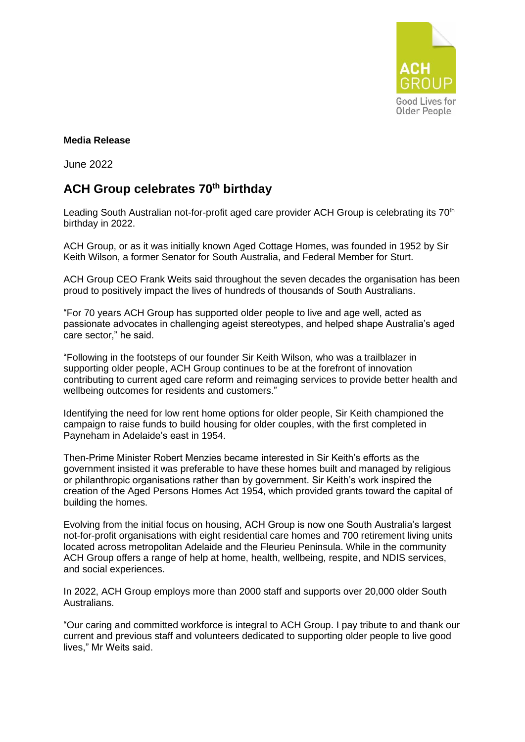ACH GROUP
Good Lives for Older People

**Media Release**

June 2022

## ACH Group celebrates 70th birthday

Leading South Australian not-for-profit aged care provider ACH Group is celebrating its 70th birthday in 2022.

ACH Group, or as it was initially known Aged Cottage Homes, was founded in 1952 by Sir Keith Wilson, a former Senator for South Australia, and Federal Member for Sturt.

ACH Group CEO Frank Weits said throughout the seven decades the organisation has been proud to positively impact the lives of hundreds of thousands of South Australians.

"For 70 years ACH Group has supported older people to live and age well, acted as passionate advocates in challenging ageist stereotypes, and helped shape Australia's aged care sector," he said.

"Following in the footsteps of our founder Sir Keith Wilson, who was a trailblazer in supporting older people, ACH Group continues to be at the forefront of innovation contributing to current aged care reform and reimaging services to provide better health and wellbeing outcomes for residents and customers."

Identifying the need for low rent home options for older people, Sir Keith championed the campaign to raise funds to build housing for older couples, with the first completed in Payneham in Adelaide's east in 1954.

Then-Prime Minister Robert Menzies became interested in Sir Keith's efforts as the government insisted it was preferable to have these homes built and managed by religious or philanthropic organisations rather than by government. Sir Keith's work inspired the creation of the Aged Persons Homes Act 1954, which provided grants toward the capital of building the homes.

Evolving from the initial focus on housing, ACH Group is now one South Australia's largest not-for-profit organisations with eight residential care homes and 700 retirement living units located across metropolitan Adelaide and the Fleurieu Peninsula. While in the community ACH Group offers a range of help at home, health, wellbeing, respite, and NDIS services, and social experiences.

In 2022, ACH Group employs more than 2000 staff and supports over 20,000 older South Australians.

"Our caring and committed workforce is integral to ACH Group. I pay tribute to and thank our current and previous staff and volunteers dedicated to supporting older people to live good lives," Mr Weits said.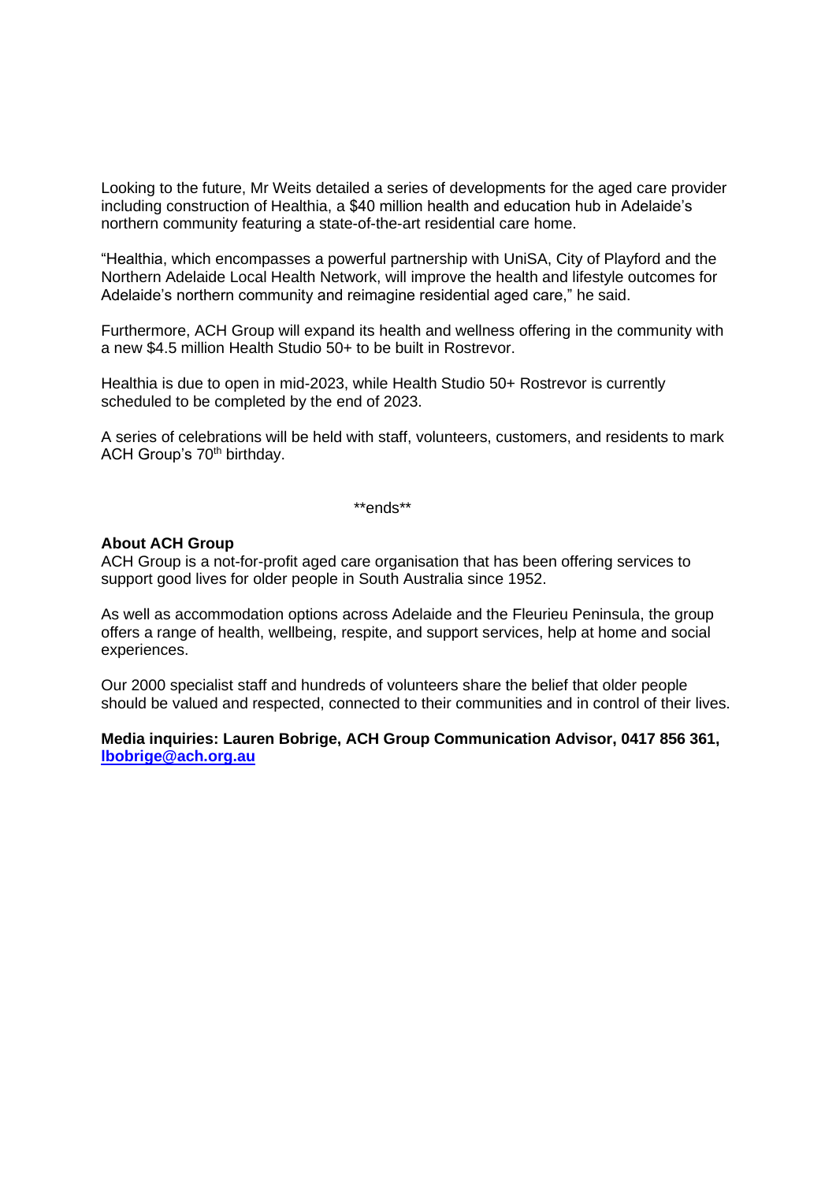Looking to the future, Mr Weits detailed a series of developments for the aged care provider including construction of Healthia, a $40 million health and education hub in Adelaide's northern community featuring a state-of-the-art residential care home.

"Healthia, which encompasses a powerful partnership with UniSA, City of Playford and the Northern Adelaide Local Health Network, will improve the health and lifestyle outcomes for Adelaide's northern community and reimagine residential aged care," he said.

Furthermore, ACH Group will expand its health and wellness offering in the community with a new $4.5 million Health Studio 50+ to be built in Rostrevor.

Healthia is due to open in mid-2023, while Health Studio 50+ Rostrevor is currently scheduled to be completed by the end of 2023.

A series of celebrations will be held with staff, volunteers, customers, and residents to mark ACH Group's 70th birthday.

**ends**

**About ACH Group**
ACH Group is a not-for-profit aged care organisation that has been offering services to support good lives for older people in South Australia since 1952.

As well as accommodation options across Adelaide and the Fleurieu Peninsula, the group offers a range of health, wellbeing, respite, and support services, help at home and social experiences.

Our 2000 specialist staff and hundreds of volunteers share the belief that older people should be valued and respected, connected to their communities and in control of their lives.

**Media inquiries: Lauren Bobrige, ACH Group Communication Advisor, 0417 856 361, [lbobrige@ach.org.au](mailto:lbobrige@ach.org.au)**